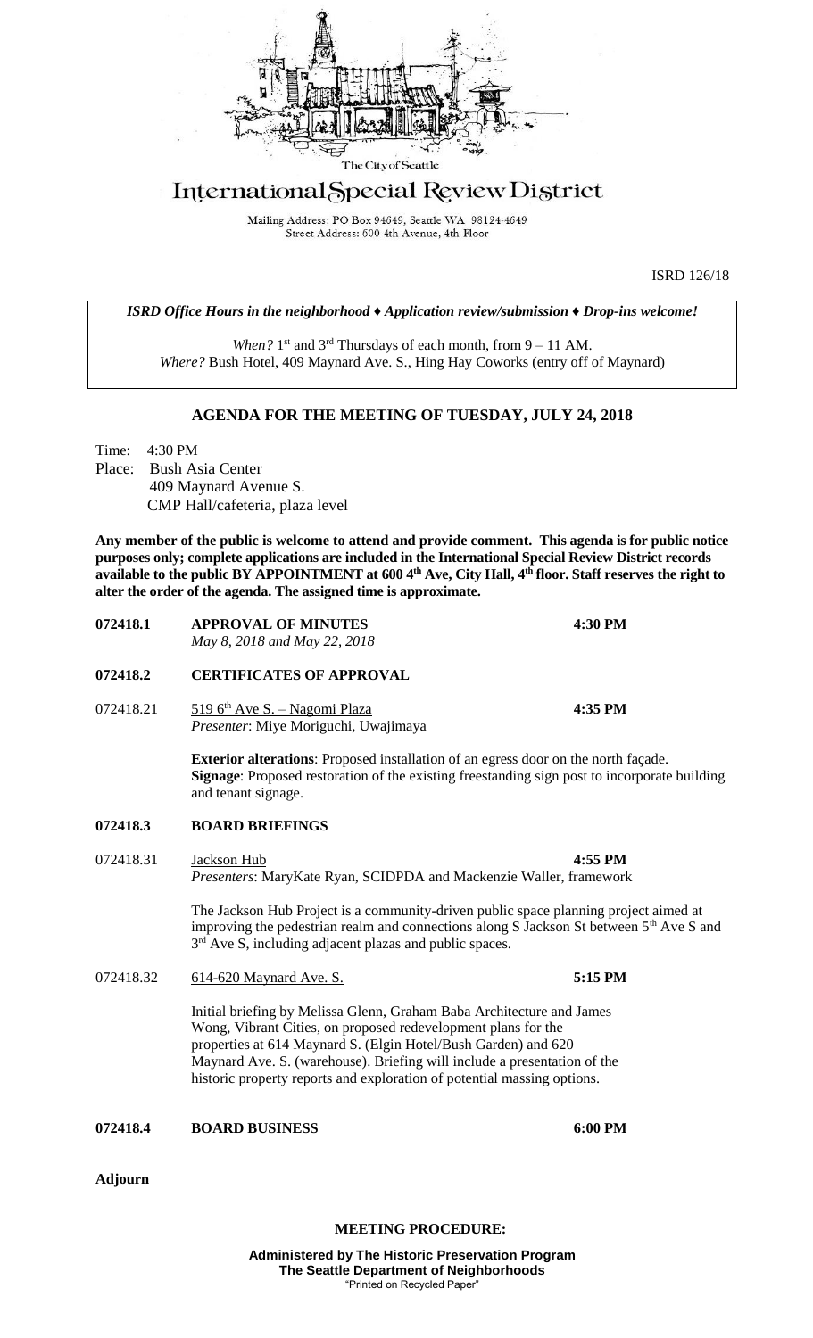The City of Seattle

# International Special Review District

Mailing Address: PO Box 94649, Seattle WA 98124-4649
Street Address: 600 4th Avenue, 4th Floor

ISRD 126/18

*ISRD Office Hours in the neighborhood ♦ Application review/submission ♦ Drop-ins welcome!*

*When?* 1st and 3rd Thursdays of each month, from 9 – 11 AM.
*Where?* Bush Hotel, 409 Maynard Ave. S., Hing Hay Coworks (entry off of Maynard)

## AGENDA FOR THE MEETING OF TUESDAY, JULY 24, 2018

Time: 4:30 PM
Place: Bush Asia Center
409 Maynard Avenue S.
CMP Hall/cafeteria, plaza level

**Any member of the public is welcome to attend and provide comment. This agenda is for public notice purposes only; complete applications are included in the International Special Review District records available to the public BY APPOINTMENT at 600 4th Ave, City Hall, 4th floor. Staff reserves the right to alter the order of the agenda. The assigned time is approximate.**

**072418.1 APPROVAL OF MINUTES** **4:30 PM**
*May 8, 2018 and May 22, 2018*

**072418.2 CERTIFICATES OF APPROVAL**

072418.21 519 6th Ave S. – Nagomi Plaza **4:35 PM**
*Presenter*: Miye Moriguchi, Uwajimaya

**Exterior alterations**: Proposed installation of an egress door on the north façade.
**Signage**: Proposed restoration of the existing freestanding sign post to incorporate building and tenant signage.

**072418.3 BOARD BRIEFINGS**

072418.31 Jackson Hub **4:55 PM**
*Presenters*: MaryKate Ryan, SCIDPDA and Mackenzie Waller, framework

The Jackson Hub Project is a community-driven public space planning project aimed at improving the pedestrian realm and connections along S Jackson St between 5th Ave S and 3rd Ave S, including adjacent plazas and public spaces.

072418.32 614-620 Maynard Ave. S. **5:15 PM**

Initial briefing by Melissa Glenn, Graham Baba Architecture and James Wong, Vibrant Cities, on proposed redevelopment plans for the properties at 614 Maynard S. (Elgin Hotel/Bush Garden) and 620 Maynard Ave. S. (warehouse). Briefing will include a presentation of the historic property reports and exploration of potential massing options.

**072418.4 BOARD BUSINESS** **6:00 PM**

**Adjourn**

**MEETING PROCEDURE:**

**Administered by The Historic Preservation Program**
**The Seattle Department of Neighborhoods**
"Printed on Recycled Paper"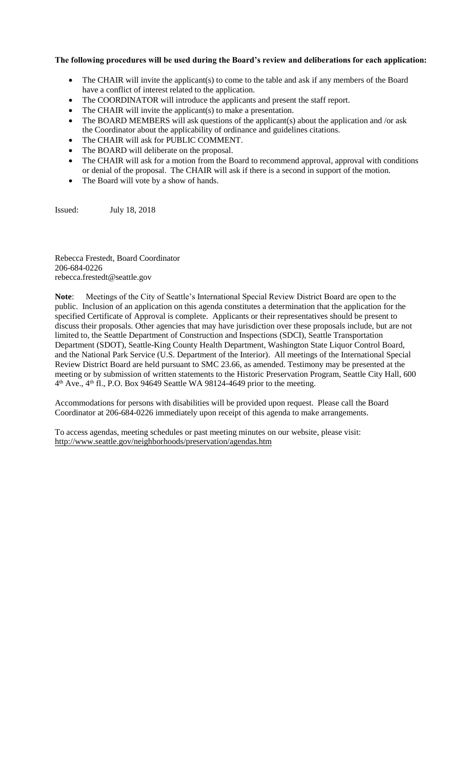**The following procedures will be used during the Board's review and deliberations for each application:**

- The CHAIR will invite the applicant(s) to come to the table and ask if any members of the Board have a conflict of interest related to the application.
- The COORDINATOR will introduce the applicants and present the staff report.
- The CHAIR will invite the applicant(s) to make a presentation.
- The BOARD MEMBERS will ask questions of the applicant(s) about the application and /or ask the Coordinator about the applicability of ordinance and guidelines citations.
- The CHAIR will ask for PUBLIC COMMENT.
- The BOARD will deliberate on the proposal.
- The CHAIR will ask for a motion from the Board to recommend approval, approval with conditions or denial of the proposal. The CHAIR will ask if there is a second in support of the motion.
- The Board will vote by a show of hands.

Issued: July 18, 2018

Rebecca Frestedt, Board Coordinator
206-684-0226
rebecca.frestedt@seattle.gov

**Note**: Meetings of the City of Seattle's International Special Review District Board are open to the public. Inclusion of an application on this agenda constitutes a determination that the application for the specified Certificate of Approval is complete. Applicants or their representatives should be present to discuss their proposals. Other agencies that may have jurisdiction over these proposals include, but are not limited to, the Seattle Department of Construction and Inspections (SDCI), Seattle Transportation Department (SDOT), Seattle-King County Health Department, Washington State Liquor Control Board, and the National Park Service (U.S. Department of the Interior). All meetings of the International Special Review District Board are held pursuant to SMC 23.66, as amended. Testimony may be presented at the meeting or by submission of written statements to the Historic Preservation Program, Seattle City Hall, 600 4th Ave., 4th fl., P.O. Box 94649 Seattle WA 98124-4649 prior to the meeting.

Accommodations for persons with disabilities will be provided upon request. Please call the Board Coordinator at 206-684-0226 immediately upon receipt of this agenda to make arrangements.

To access agendas, meeting schedules or past meeting minutes on our website, please visit:
http://www.seattle.gov/neighborhoods/preservation/agendas.htm